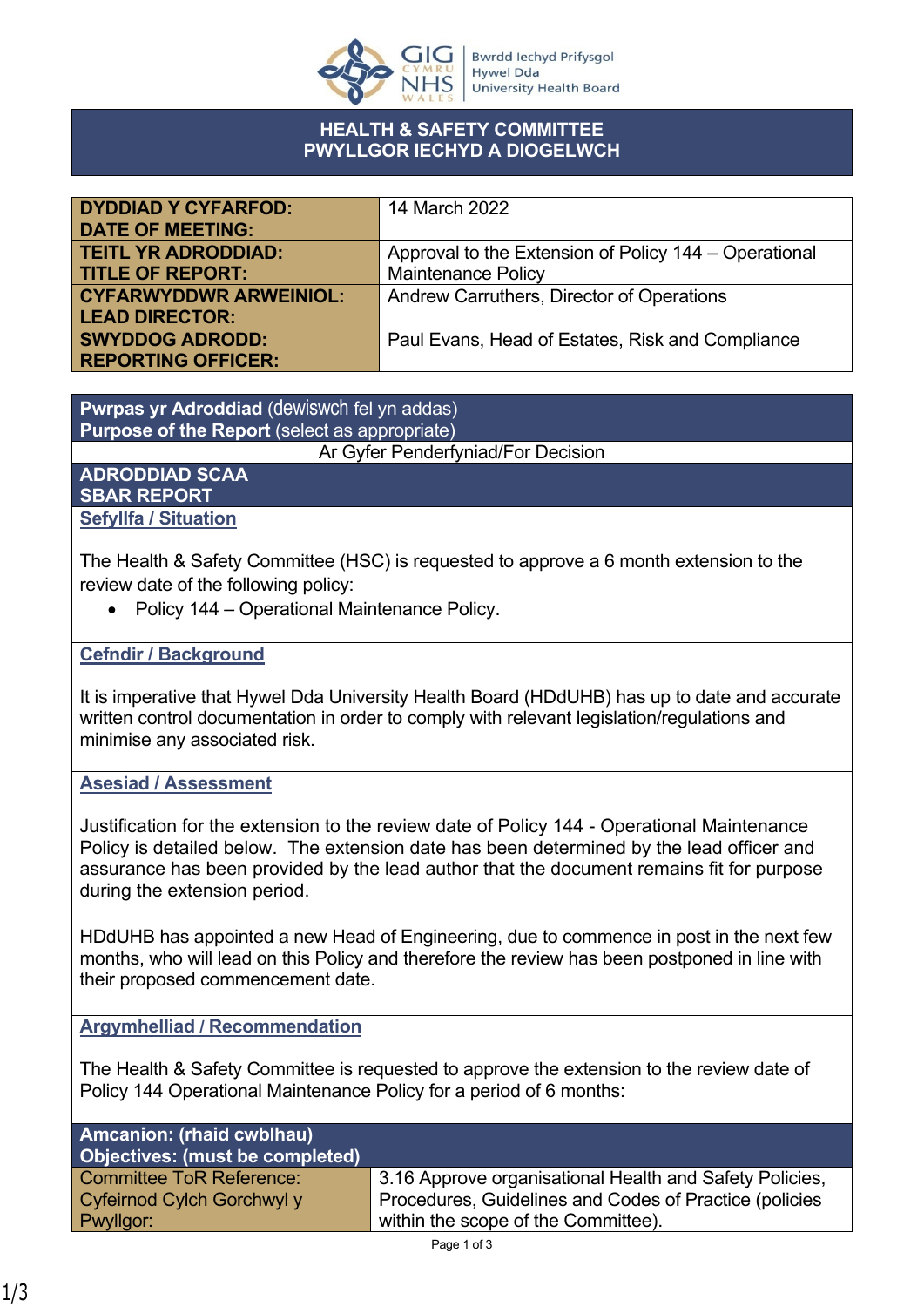Bwrdd Iechyd Prifysgol Hywel Dda University Health Board

# HEALTH & SAFETY COMMITTEE
# PWYLLGOR IECHYD A DIOGELWCH

| | |
|---|---|
| **DYDDIAD Y CYFARFOD: DATE OF MEETING:** | 14 March 2022 |
| **TEITL YR ADRODDIAD: TITLE OF REPORT:** | Approval to the Extension of Policy 144 – Operational Maintenance Policy |
| **CYFARWYDDWR ARWEINIOL: LEAD DIRECTOR:** | Andrew Carruthers, Director of Operations |
| **SWYDDOG ADRODD: REPORTING OFFICER:** | Paul Evans, Head of Estates, Risk and Compliance |

**Pwrpas yr Adroddiad** (dewiswch fel yn addas)
**Purpose of the Report** (select as appropriate)

Ar Gyfer Penderfyniad/For Decision

## ADRODDIAD SCAA
## SBAR REPORT

### Sefyllfa / Situation

The Health & Safety Committee (HSC) is requested to approve a 6 month extension to the review date of the following policy:

- Policy 144 – Operational Maintenance Policy.

### Cefndir / Background

It is imperative that Hywel Dda University Health Board (HDdUHB) has up to date and accurate written control documentation in order to comply with relevant legislation/regulations and minimise any associated risk.

### Asesiad / Assessment

Justification for the extension to the review date of Policy 144 - Operational Maintenance Policy is detailed below. The extension date has been determined by the lead officer and assurance has been provided by the lead author that the document remains fit for purpose during the extension period.

HDdUHB has appointed a new Head of Engineering, due to commence in post in the next few months, who will lead on this Policy and therefore the review has been postponed in line with their proposed commencement date.

### Argymhelliad / Recommendation

The Health & Safety Committee is requested to approve the extension to the review date of Policy 144 Operational Maintenance Policy for a period of 6 months:

**Amcanion: (rhaid cwblhau)**
**Objectives: (must be completed)**

| | |
|---|---|
| Committee ToR Reference: Cyfeirnod Cylch Gorchwyl y Pwyllgor: | 3.16 Approve organisational Health and Safety Policies, Procedures, Guidelines and Codes of Practice (policies within the scope of the Committee). |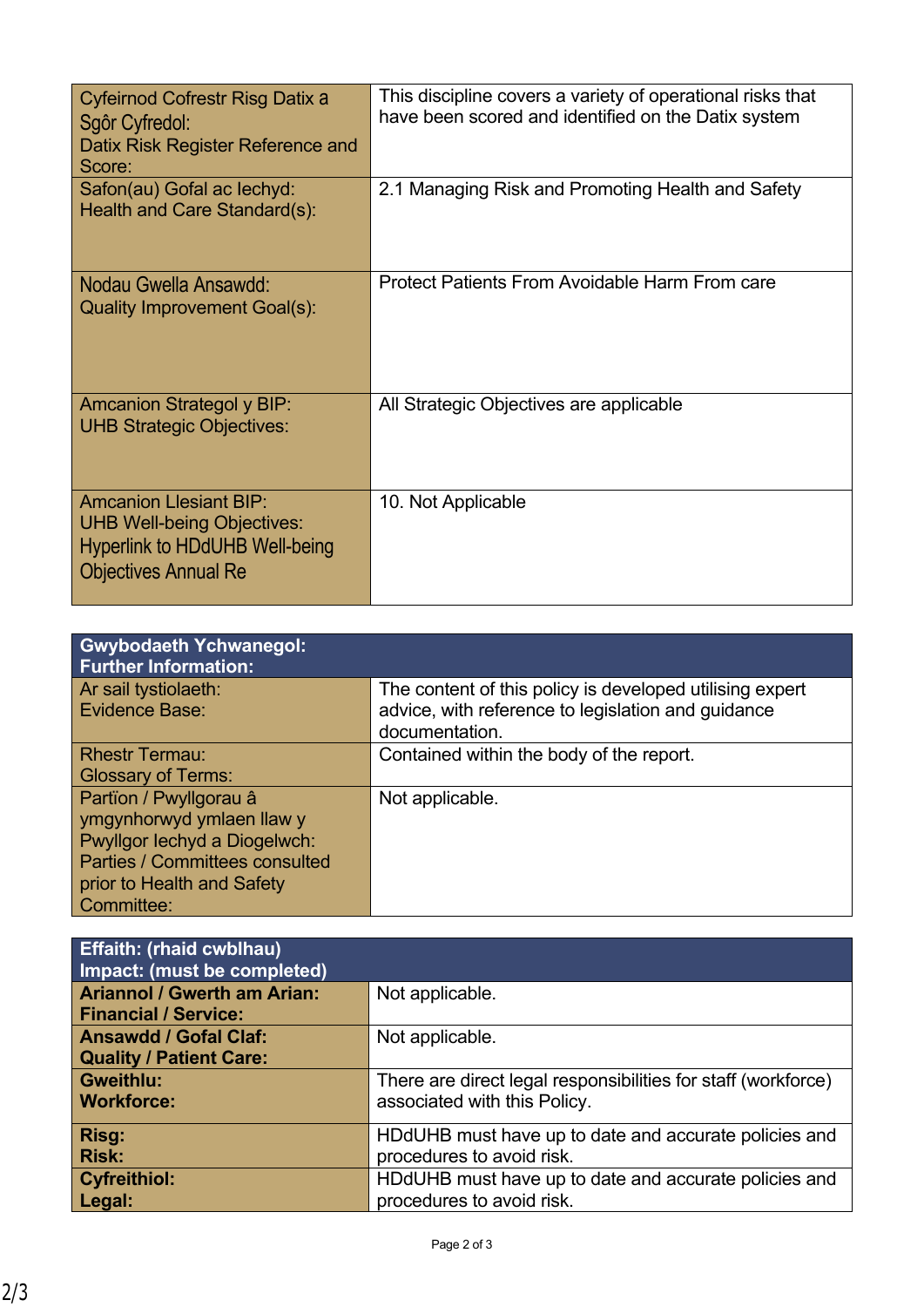| | |
|---|---|
| Cyfeirnod Cofrestr Risg Datix a Sgôr Cyfredol:<br>Datix Risk Register Reference and Score: | This discipline covers a variety of operational risks that have been scored and identified on the Datix system |
| Safon(au) Gofal ac Iechyd:<br>Health and Care Standard(s): | 2.1 Managing Risk and Promoting Health and Safety |
| Nodau Gwella Ansawdd:<br>Quality Improvement Goal(s): | Protect Patients From Avoidable Harm From care |
| Amcanion Strategol y BIP:<br>UHB Strategic Objectives: | All Strategic Objectives are applicable |
| Amcanion Llesiant BIP:<br>UHB Well-being Objectives:<br>Hyperlink to HDdUHB Well-being Objectives Annual Re | 10. Not Applicable |

| **Gwybodaeth Ychwanegol:<br>Further Information:** | |
|---|---|
| Ar sail tystiolaeth:<br>Evidence Base: | The content of this policy is developed utilising expert advice, with reference to legislation and guidance documentation. |
| Rhestr Termau:<br>Glossary of Terms: | Contained within the body of the report. |
| Partïon / Pwyllgorau â ymgynhorwyd ymlaen llaw y Pwyllgor Iechyd a Diogelwch:<br>Parties / Committees consulted prior to Health and Safety Committee: | Not applicable. |

| **Effaith: (rhaid cwblhau)<br>Impact: (must be completed)** | |
|---|---|
| **Ariannol / Gwerth am Arian:<br>Financial / Service:** | Not applicable. |
| **Ansawdd / Gofal Claf:<br>Quality / Patient Care:** | Not applicable. |
| **Gweithlu:<br>Workforce:** | There are direct legal responsibilities for staff (workforce) associated with this Policy. |
| **Risg:<br>Risk:** | HDdUHB must have up to date and accurate policies and procedures to avoid risk. |
| **Cyfreithiol:<br>Legal:** | HDdUHB must have up to date and accurate policies and procedures to avoid risk. |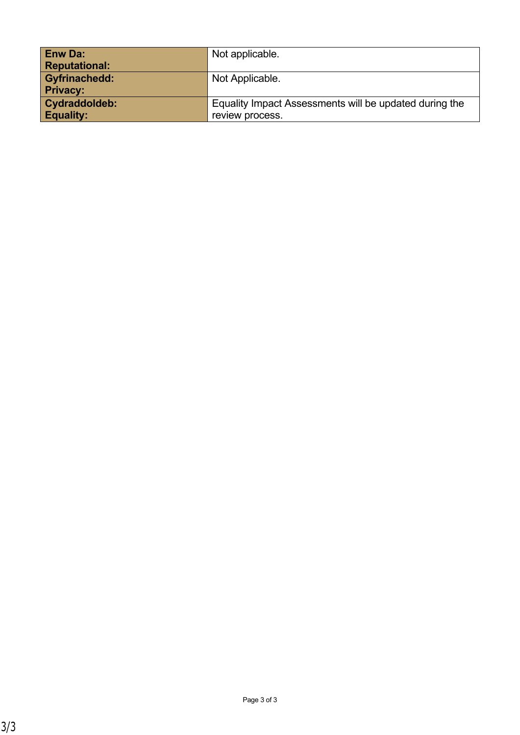| | |
|---|---|
| **Enw Da: Reputational:** | Not applicable. |
| **Gyfrinachedd: Privacy:** | Not Applicable. |
| **Cydraddoldeb: Equality:** | Equality Impact Assessments will be updated during the review process. |